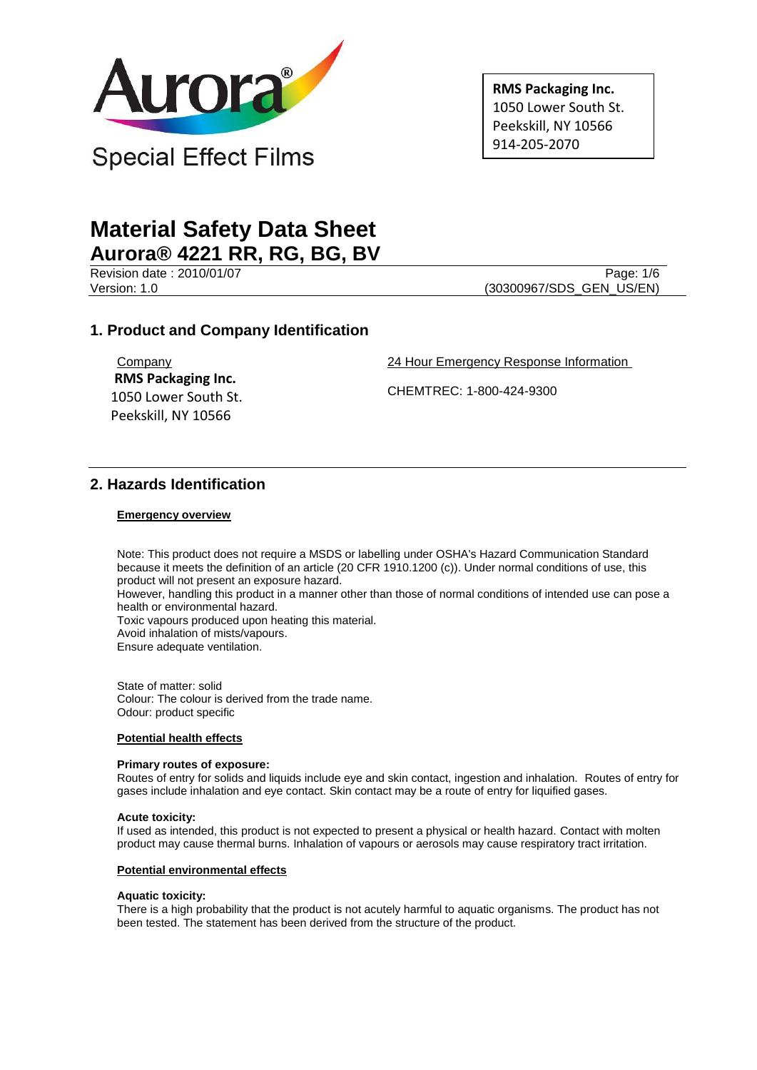Aurora®

Special Effect Films

**RMS Packaging Inc.**
1050 Lower South St.
Peekskill, NY 10566
914-205-2070

# Material Safety Data Sheet

## Aurora® 4221 RR, RG, BG, BV

Revision date : 2010/01/07
Version: 1.0
(30300967/SDS_GEN_US/EN)

## 1. Product and Company Identification

Company
**RMS Packaging Inc.**
1050 Lower South St.
Peekskill, NY 10566

24 Hour Emergency Response Information

CHEMTREC: 1-800-424-9300

## 2. Hazards Identification

**Emergency overview**

Note: This product does not require a MSDS or labelling under OSHA's Hazard Communication Standard because it meets the definition of an article (20 CFR 1910.1200 (c)). Under normal conditions of use, this product will not present an exposure hazard.
However, handling this product in a manner other than those of normal conditions of intended use can pose a health or environmental hazard.
Toxic vapours produced upon heating this material.
Avoid inhalation of mists/vapours.
Ensure adequate ventilation.

State of matter: solid
Colour: The colour is derived from the trade name.
Odour: product specific

**Potential health effects**

**Primary routes of exposure:**
Routes of entry for solids and liquids include eye and skin contact, ingestion and inhalation. Routes of entry for gases include inhalation and eye contact. Skin contact may be a route of entry for liquified gases.

**Acute toxicity:**
If used as intended, this product is not expected to present a physical or health hazard. Contact with molten product may cause thermal burns. Inhalation of vapours or aerosols may cause respiratory tract irritation.

**Potential environmental effects**

**Aquatic toxicity:**
There is a high probability that the product is not acutely harmful to aquatic organisms. The product has not been tested. The statement has been derived from the structure of the product.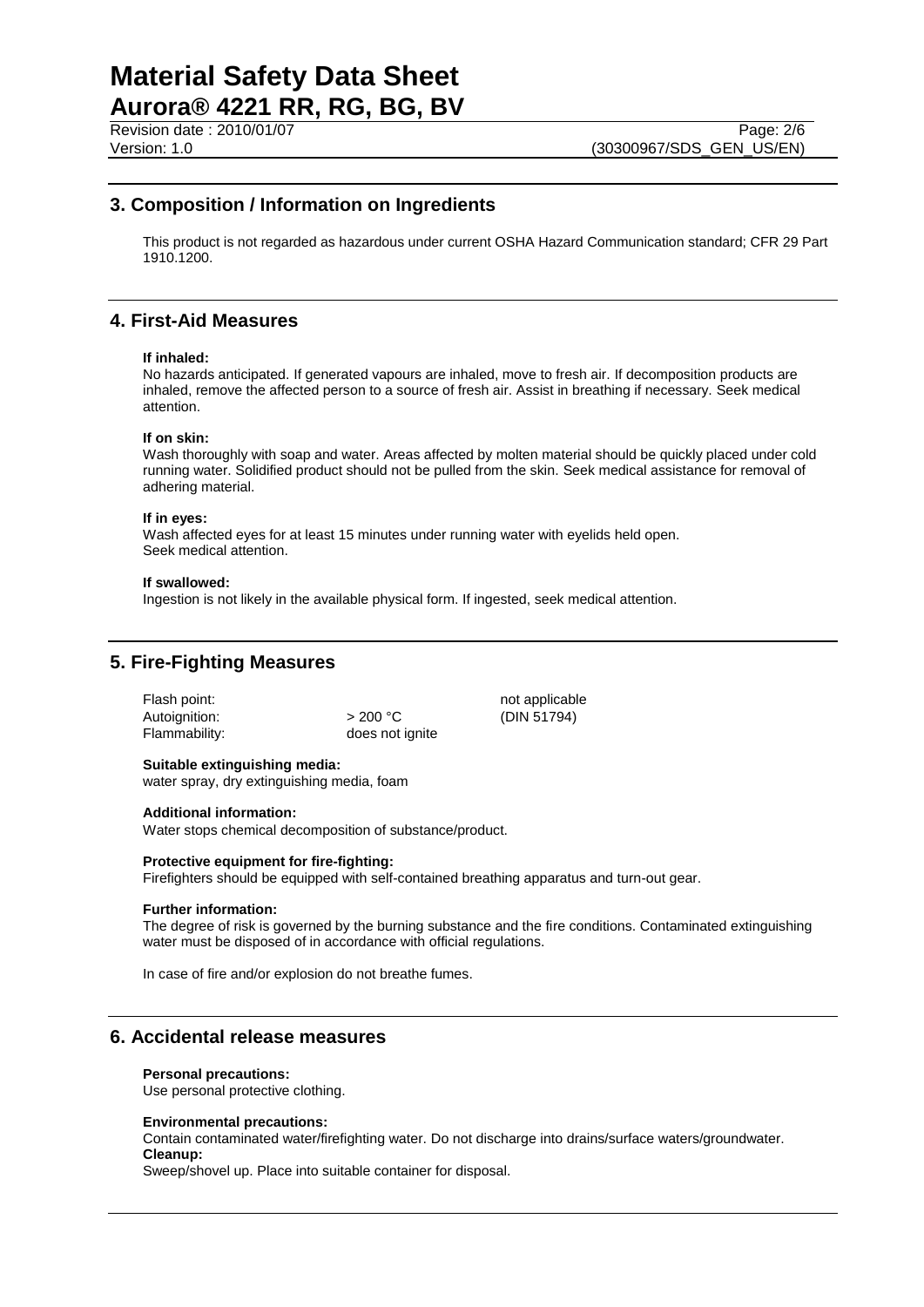## 3. Composition / Information on Ingredients

This product is not regarded as hazardous under current OSHA Hazard Communication standard; CFR 29 Part 1910.1200.

## 4. First-Aid Measures

**If inhaled:**
No hazards anticipated. If generated vapours are inhaled, move to fresh air. If decomposition products are inhaled, remove the affected person to a source of fresh air. Assist in breathing if necessary. Seek medical attention.

**If on skin:**
Wash thoroughly with soap and water. Areas affected by molten material should be quickly placed under cold running water. Solidified product should not be pulled from the skin. Seek medical assistance for removal of adhering material.

**If in eyes:**
Wash affected eyes for at least 15 minutes under running water with eyelids held open.
Seek medical attention.

**If swallowed:**
Ingestion is not likely in the available physical form. If ingested, seek medical attention.

## 5. Fire-Fighting Measures

| | | |
|---|---|---|
| Flash point: | | not applicable |
| Autoignition: | > 200 °C | (DIN 51794) |
| Flammability: | does not ignite | |

**Suitable extinguishing media:**
water spray, dry extinguishing media, foam

**Additional information:**
Water stops chemical decomposition of substance/product.

**Protective equipment for fire-fighting:**
Firefighters should be equipped with self-contained breathing apparatus and turn-out gear.

**Further information:**
The degree of risk is governed by the burning substance and the fire conditions. Contaminated extinguishing water must be disposed of in accordance with official regulations.

In case of fire and/or explosion do not breathe fumes.

## 6. Accidental release measures

**Personal precautions:**
Use personal protective clothing.

**Environmental precautions:**
Contain contaminated water/firefighting water. Do not discharge into drains/surface waters/groundwater.
**Cleanup:**
Sweep/shovel up. Place into suitable container for disposal.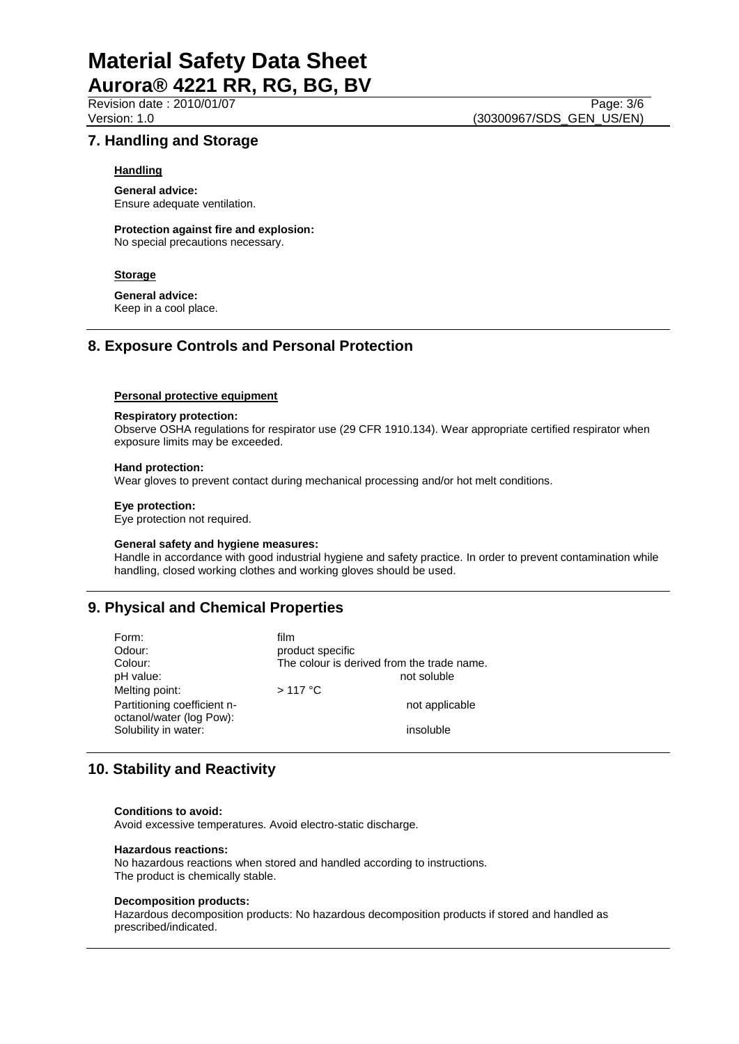## 7. Handling and Storage

### Handling

**General advice:**
Ensure adequate ventilation.

**Protection against fire and explosion:**
No special precautions necessary.

### Storage

**General advice:**
Keep in a cool place.

## 8. Exposure Controls and Personal Protection

### Personal protective equipment

**Respiratory protection:**
Observe OSHA regulations for respirator use (29 CFR 1910.134). Wear appropriate certified respirator when exposure limits may be exceeded.

**Hand protection:**
Wear gloves to prevent contact during mechanical processing and/or hot melt conditions.

**Eye protection:**
Eye protection not required.

**General safety and hygiene measures:**
Handle in accordance with good industrial hygiene and safety practice. In order to prevent contamination while handling, closed working clothes and working gloves should be used.

## 9. Physical and Chemical Properties

| | |
|---|---|
| Form: | film |
| Odour: | product specific |
| Colour: | The colour is derived from the trade name. |
| pH value: | not soluble |
| Melting point: | > 117 °C |
| Partitioning coefficient n-octanol/water (log Pow): | not applicable |
| Solubility in water: | insoluble |

## 10. Stability and Reactivity

**Conditions to avoid:**
Avoid excessive temperatures. Avoid electro-static discharge.

**Hazardous reactions:**
No hazardous reactions when stored and handled according to instructions.
The product is chemically stable.

**Decomposition products:**
Hazardous decomposition products: No hazardous decomposition products if stored and handled as prescribed/indicated.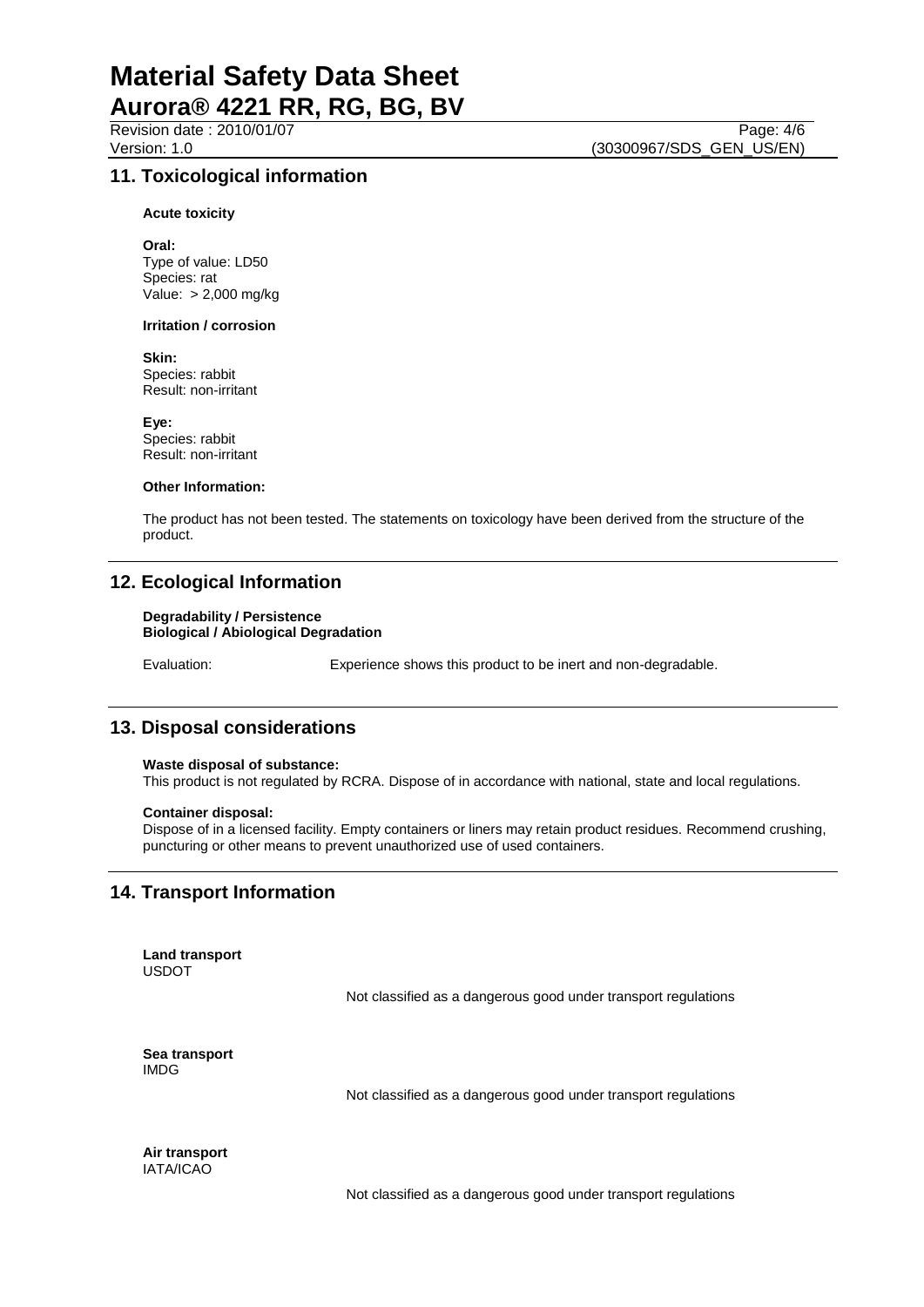## 11. Toxicological information

**Acute toxicity**

**Oral:**
Type of value: LD50
Species: rat
Value: > 2,000 mg/kg

**Irritation / corrosion**

**Skin:**
Species: rabbit
Result: non-irritant

**Eye:**
Species: rabbit
Result: non-irritant

**Other Information:**

The product has not been tested. The statements on toxicology have been derived from the structure of the product.

## 12. Ecological Information

**Degradability / Persistence**
**Biological / Abiological Degradation**

Evaluation: Experience shows this product to be inert and non-degradable.

## 13. Disposal considerations

**Waste disposal of substance:**
This product is not regulated by RCRA. Dispose of in accordance with national, state and local regulations.

**Container disposal:**
Dispose of in a licensed facility. Empty containers or liners may retain product residues. Recommend crushing, puncturing or other means to prevent unauthorized use of used containers.

## 14. Transport Information

**Land transport**
USDOT

Not classified as a dangerous good under transport regulations

**Sea transport**
IMDG

Not classified as a dangerous good under transport regulations

**Air transport**
IATA/ICAO

Not classified as a dangerous good under transport regulations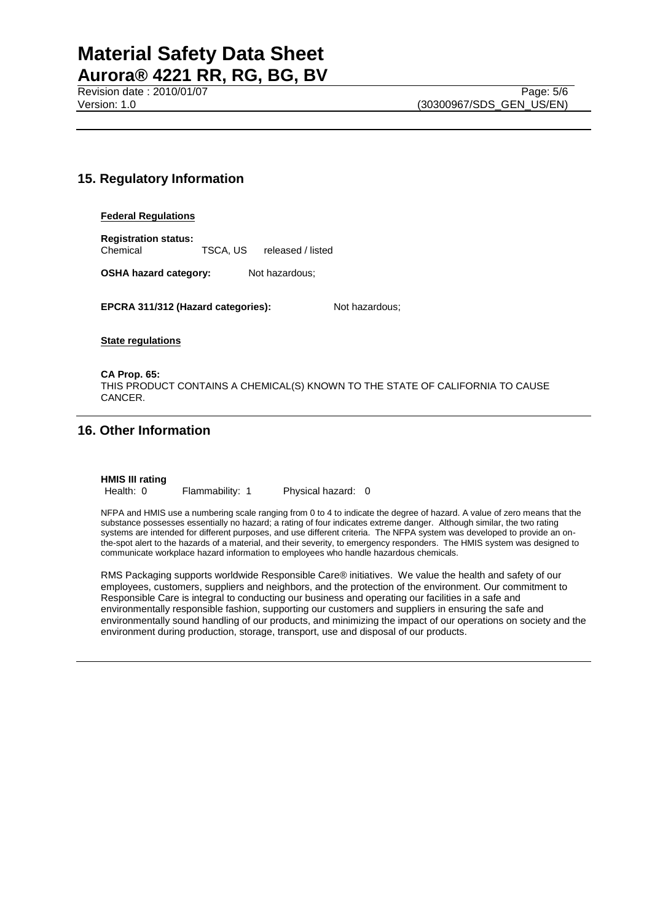## 15. Regulatory Information

**Federal Regulations**

**Registration status:**

Chemical TSCA, US released / listed

**OSHA hazard category:** Not hazardous;

**EPCRA 311/312 (Hazard categories):** Not hazardous;

**State regulations**

**CA Prop. 65:**

THIS PRODUCT CONTAINS A CHEMICAL(S) KNOWN TO THE STATE OF CALIFORNIA TO CAUSE CANCER.

## 16. Other Information

**HMIS III rating**

Health: 0 Flammability: 1 Physical hazard: 0

NFPA and HMIS use a numbering scale ranging from 0 to 4 to indicate the degree of hazard. A value of zero means that the substance possesses essentially no hazard; a rating of four indicates extreme danger. Although similar, the two rating systems are intended for different purposes, and use different criteria. The NFPA system was developed to provide an on-the-spot alert to the hazards of a material, and their severity, to emergency responders. The HMIS system was designed to communicate workplace hazard information to employees who handle hazardous chemicals.

RMS Packaging supports worldwide Responsible Care® initiatives. We value the health and safety of our employees, customers, suppliers and neighbors, and the protection of the environment. Our commitment to Responsible Care is integral to conducting our business and operating our facilities in a safe and environmentally responsible fashion, supporting our customers and suppliers in ensuring the safe and environmentally sound handling of our products, and minimizing the impact of our operations on society and the environment during production, storage, transport, use and disposal of our products.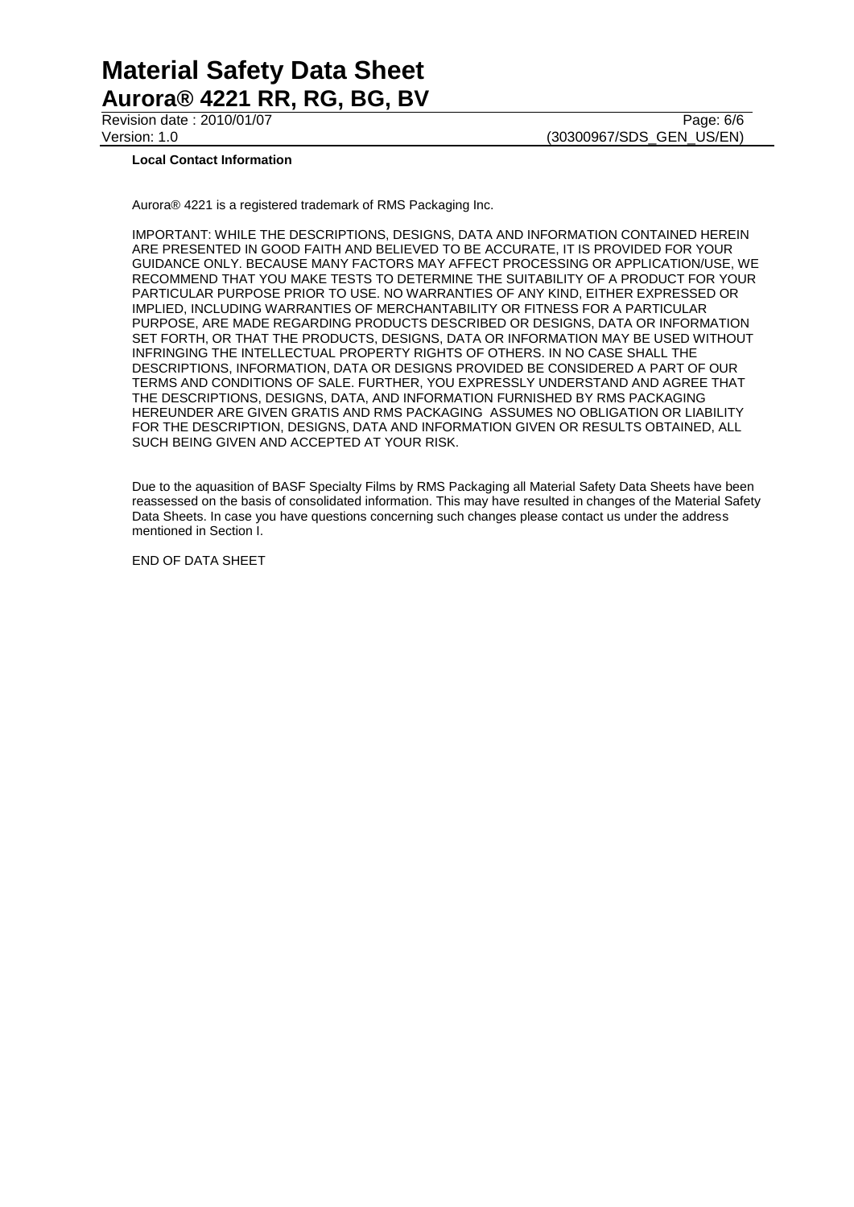**Local Contact Information**

Aurora® 4221 is a registered trademark of RMS Packaging Inc.

IMPORTANT: WHILE THE DESCRIPTIONS, DESIGNS, DATA AND INFORMATION CONTAINED HEREIN ARE PRESENTED IN GOOD FAITH AND BELIEVED TO BE ACCURATE, IT IS PROVIDED FOR YOUR GUIDANCE ONLY. BECAUSE MANY FACTORS MAY AFFECT PROCESSING OR APPLICATION/USE, WE RECOMMEND THAT YOU MAKE TESTS TO DETERMINE THE SUITABILITY OF A PRODUCT FOR YOUR PARTICULAR PURPOSE PRIOR TO USE. NO WARRANTIES OF ANY KIND, EITHER EXPRESSED OR IMPLIED, INCLUDING WARRANTIES OF MERCHANTABILITY OR FITNESS FOR A PARTICULAR PURPOSE, ARE MADE REGARDING PRODUCTS DESCRIBED OR DESIGNS, DATA OR INFORMATION SET FORTH, OR THAT THE PRODUCTS, DESIGNS, DATA OR INFORMATION MAY BE USED WITHOUT INFRINGING THE INTELLECTUAL PROPERTY RIGHTS OF OTHERS. IN NO CASE SHALL THE DESCRIPTIONS, INFORMATION, DATA OR DESIGNS PROVIDED BE CONSIDERED A PART OF OUR TERMS AND CONDITIONS OF SALE. FURTHER, YOU EXPRESSLY UNDERSTAND AND AGREE THAT THE DESCRIPTIONS, DESIGNS, DATA, AND INFORMATION FURNISHED BY RMS PACKAGING HEREUNDER ARE GIVEN GRATIS AND RMS PACKAGING ASSUMES NO OBLIGATION OR LIABILITY FOR THE DESCRIPTION, DESIGNS, DATA AND INFORMATION GIVEN OR RESULTS OBTAINED, ALL SUCH BEING GIVEN AND ACCEPTED AT YOUR RISK.

Due to the aquasition of BASF Specialty Films by RMS Packaging all Material Safety Data Sheets have been reassessed on the basis of consolidated information. This may have resulted in changes of the Material Safety Data Sheets. In case you have questions concerning such changes please contact us under the address mentioned in Section I.

END OF DATA SHEET